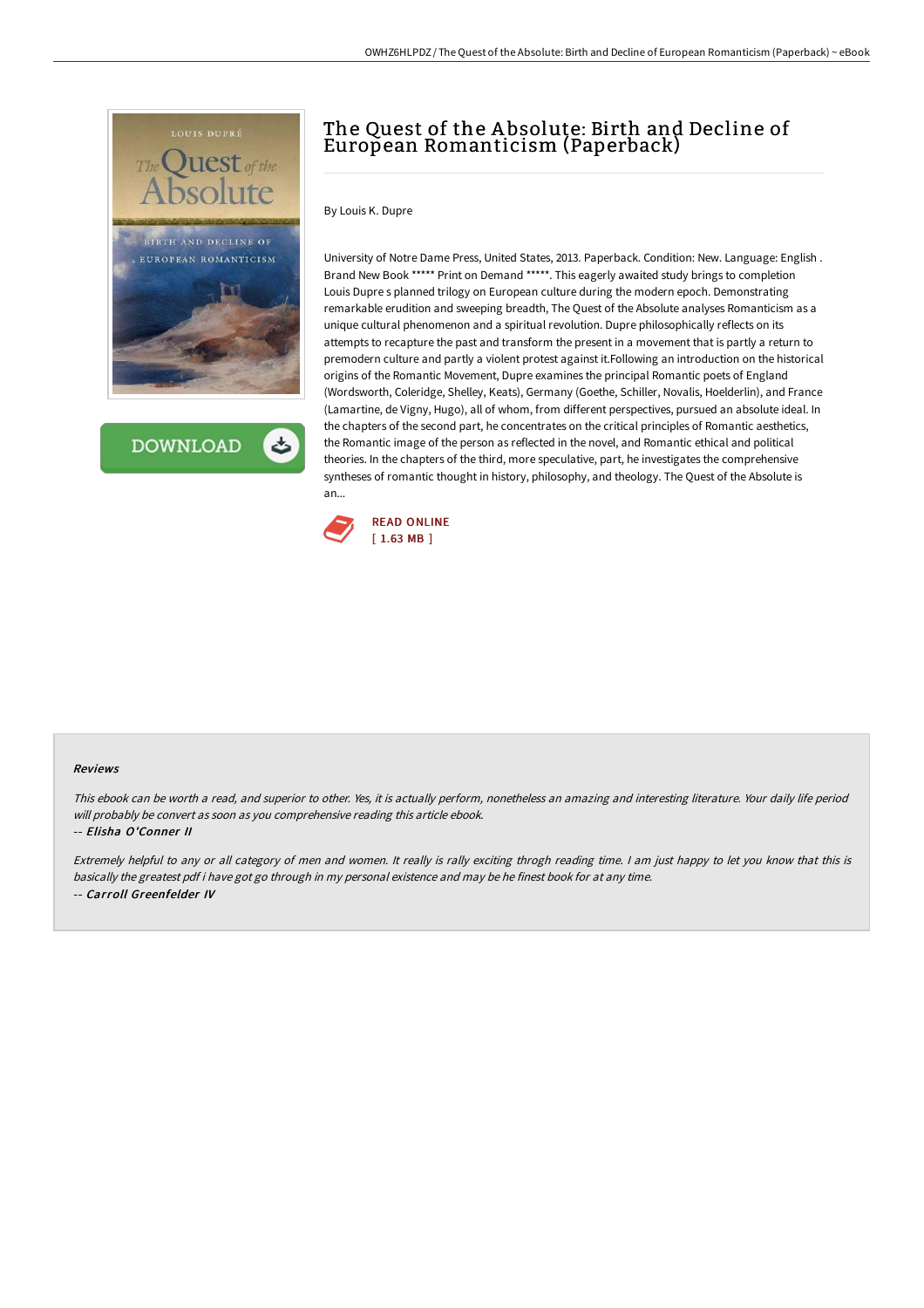# The Quest of the Absolute: Birth and Decline of European Romanticism (Paperback)

By Louis K. Dupre

University of Notre Dame Press, United States, 2013. Paperback. Condition: New. Language: English . Brand New Book ***** Print on Demand *****. This eagerly awaited study brings to completion Louis Dupre s planned trilogy on European culture during the modern epoch. Demonstrating remarkable erudition and sweeping breadth, The Quest of the Absolute analyses Romanticism as a unique cultural phenomenon and a spiritual revolution. Dupre philosophically reflects on its attempts to recapture the past and transform the present in a movement that is partly a return to premodern culture and partly a violent protest against it.Following an introduction on the historical origins of the Romantic Movement, Dupre examines the principal Romantic poets of England (Wordsworth, Coleridge, Shelley, Keats), Germany (Goethe, Schiller, Novalis, Hoelderlin), and France (Lamartine, de Vigny, Hugo), all of whom, from different perspectives, pursued an absolute ideal. In the chapters of the second part, he concentrates on the critical principles of Romantic aesthetics, the Romantic image of the person as reflected in the novel, and Romantic ethical and political theories. In the chapters of the third, more speculative, part, he investigates the comprehensive syntheses of romantic thought in history, philosophy, and theology. The Quest of the Absolute is an...

READ ONLINE
[ 1.63 MB ]

### Reviews

*This ebook can be worth a read, and superior to other. Yes, it is actually perform, nonetheless an amazing and interesting literature. Your daily life period will probably be convert as soon as you comprehensive reading this article ebook.*

-- *Elisha O'Conner II*

*Extremely helpful to any or all category of men and women. It really is rally exciting throgh reading time. I am just happy to let you know that this is basically the greatest pdf i have got go through in my personal existence and may be he finest book for at any time.*

-- *Carroll Greenfelder IV*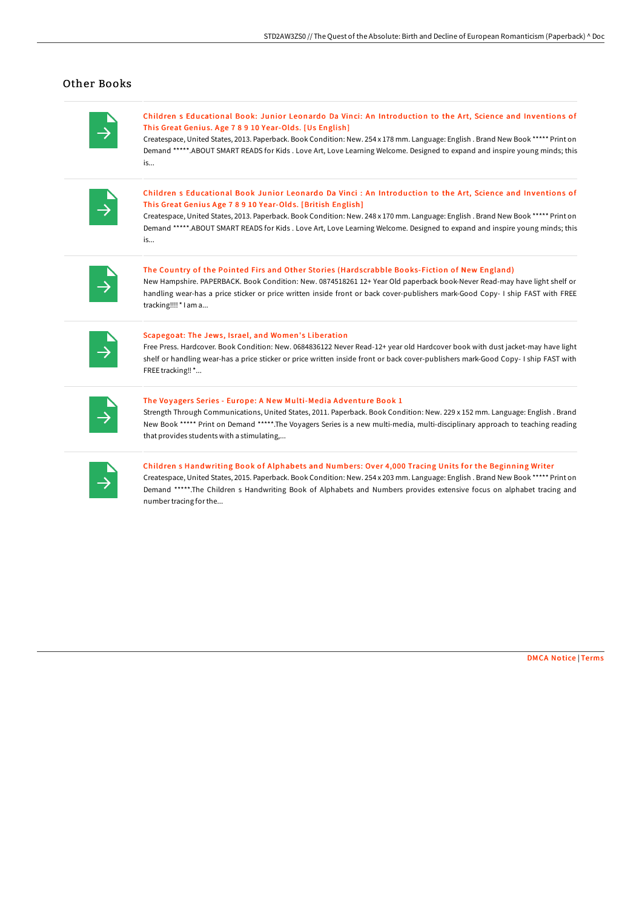## Other Books

**Children s Educational Book: Junior Leonardo Da Vinci: An Introduction to the Art, Science and Inventions of This Great Genius. Age 7 8 9 10 Year-Olds. [Us English]**

Createspace, United States, 2013. Paperback. Book Condition: New. 254 x 178 mm. Language: English . Brand New Book ***** Print on Demand *****.ABOUT SMART READS for Kids . Love Art, Love Learning Welcome. Designed to expand and inspire young minds; this is...

**Children s Educational Book Junior Leonardo Da Vinci : An Introduction to the Art, Science and Inventions of This Great Genius Age 7 8 9 10 Year-Olds. [British English]**

Createspace, United States, 2013. Paperback. Book Condition: New. 248 x 170 mm. Language: English . Brand New Book ***** Print on Demand *****.ABOUT SMART READS for Kids . Love Art, Love Learning Welcome. Designed to expand and inspire young minds; this is...

**The Country of the Pointed Firs and Other Stories (Hardscrabble Books-Fiction of New England)**

New Hampshire. PAPERBACK. Book Condition: New. 0874518261 12+ Year Old paperback book-Never Read-may have light shelf or handling wear-has a price sticker or price written inside front or back cover-publishers mark-Good Copy- I ship FAST with FREE tracking!!!! * I am a...

**Scapegoat: The Jews, Israel, and Women's Liberation**

Free Press. Hardcover. Book Condition: New. 0684836122 Never Read-12+ year old Hardcover book with dust jacket-may have light shelf or handling wear-has a price sticker or price written inside front or back cover-publishers mark-Good Copy- I ship FAST with FREE tracking!! *...

**The Voyagers Series - Europe: A New Multi-Media Adventure Book 1**

Strength Through Communications, United States, 2011. Paperback. Book Condition: New. 229 x 152 mm. Language: English . Brand New Book ***** Print on Demand *****.The Voyagers Series is a new multi-media, multi-disciplinary approach to teaching reading that provides students with a stimulating,...

**Children s Handwriting Book of Alphabets and Numbers: Over 4,000 Tracing Units for the Beginning Writer**

Createspace, United States, 2015. Paperback. Book Condition: New. 254 x 203 mm. Language: English . Brand New Book ***** Print on Demand *****.The Children s Handwriting Book of Alphabets and Numbers provides extensive focus on alphabet tracing and number tracing for the...